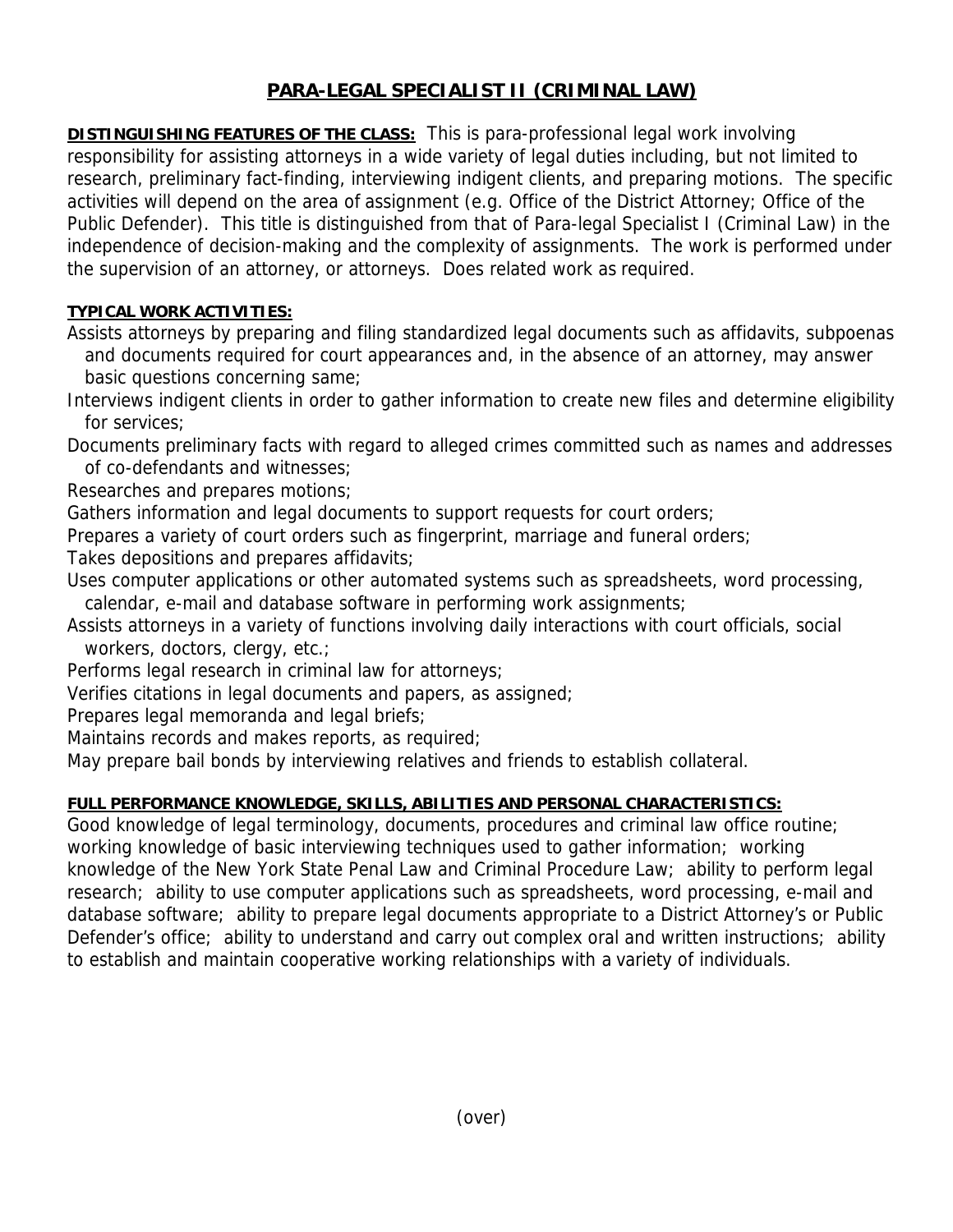# PARA-LEGAL SPECIALIST II (CRIMINAL LAW)

**DISTINGUISHING FEATURES OF THE CLASS:** This is para-professional legal work involving responsibility for assisting attorneys in a wide variety of legal duties including, but not limited to research, preliminary fact-finding, interviewing indigent clients, and preparing motions. The specific activities will depend on the area of assignment (e.g. Office of the District Attorney; Office of the Public Defender). This title is distinguished from that of Para-legal Specialist I (Criminal Law) in the independence of decision-making and the complexity of assignments. The work is performed under the supervision of an attorney, or attorneys. Does related work as required.

**TYPICAL WORK ACTIVITIES:**

Assists attorneys by preparing and filing standardized legal documents such as affidavits, subpoenas and documents required for court appearances and, in the absence of an attorney, may answer basic questions concerning same;

Interviews indigent clients in order to gather information to create new files and determine eligibility for services;

Documents preliminary facts with regard to alleged crimes committed such as names and addresses of co-defendants and witnesses;

Researches and prepares motions;

Gathers information and legal documents to support requests for court orders;

Prepares a variety of court orders such as fingerprint, marriage and funeral orders;

Takes depositions and prepares affidavits;

Uses computer applications or other automated systems such as spreadsheets, word processing, calendar, e-mail and database software in performing work assignments;

Assists attorneys in a variety of functions involving daily interactions with court officials, social workers, doctors, clergy, etc.;

Performs legal research in criminal law for attorneys;

Verifies citations in legal documents and papers, as assigned;

Prepares legal memoranda and legal briefs;

Maintains records and makes reports, as required;

May prepare bail bonds by interviewing relatives and friends to establish collateral.

**FULL PERFORMANCE KNOWLEDGE, SKILLS, ABILITIES AND PERSONAL CHARACTERISTICS:**

Good knowledge of legal terminology, documents, procedures and criminal law office routine; working knowledge of basic interviewing techniques used to gather information; working knowledge of the New York State Penal Law and Criminal Procedure Law; ability to perform legal research; ability to use computer applications such as spreadsheets, word processing, e-mail and database software; ability to prepare legal documents appropriate to a District Attorney's or Public Defender's office; ability to understand and carry out complex oral and written instructions; ability to establish and maintain cooperative working relationships with a variety of individuals.

(over)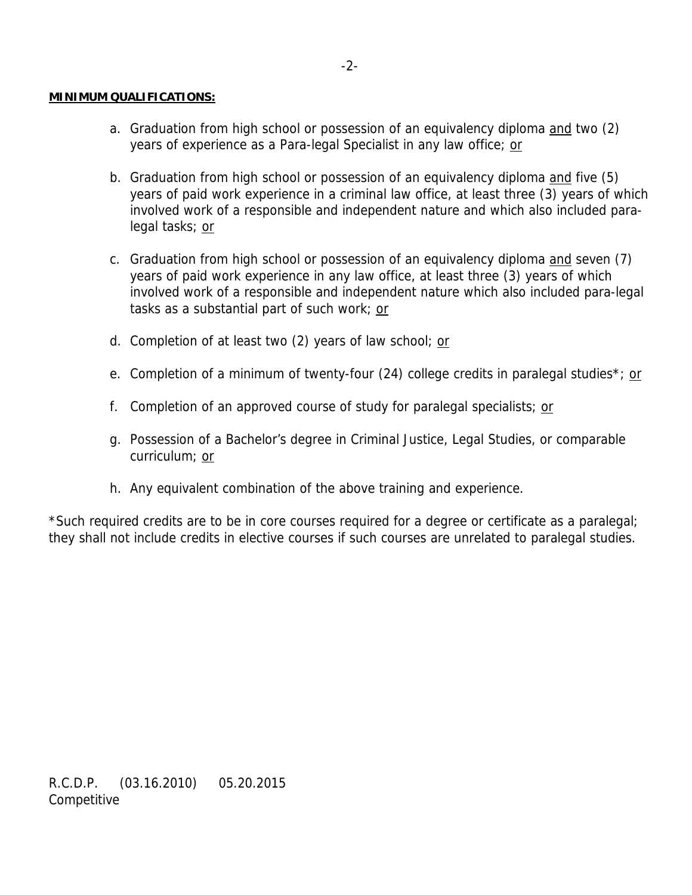**MINIMUM QUALIFICATIONS:**

a. Graduation from high school or possession of an equivalency diploma <u>and</u> two (2) years of experience as a Para-legal Specialist in any law office; <u>or</u>

b. Graduation from high school or possession of an equivalency diploma <u>and</u> five (5) years of paid work experience in a criminal law office, at least three (3) years of which involved work of a responsible and independent nature and which also included para-legal tasks; <u>or</u>

c. Graduation from high school or possession of an equivalency diploma <u>and</u> seven (7) years of paid work experience in any law office, at least three (3) years of which involved work of a responsible and independent nature which also included para-legal tasks as a substantial part of such work; <u>or</u>

d. Completion of at least two (2) years of law school; <u>or</u>

e. Completion of a minimum of twenty-four (24) college credits in paralegal studies*; <u>or</u>

f. Completion of an approved course of study for paralegal specialists; <u>or</u>

g. Possession of a Bachelor's degree in Criminal Justice, Legal Studies, or comparable curriculum; <u>or</u>

h. Any equivalent combination of the above training and experience.

*Such required credits are to be in core courses required for a degree or certificate as a paralegal; they shall not include credits in elective courses if such courses are unrelated to paralegal studies.

R.C.D.P. (03.16.2010) 05.20.2015
Competitive